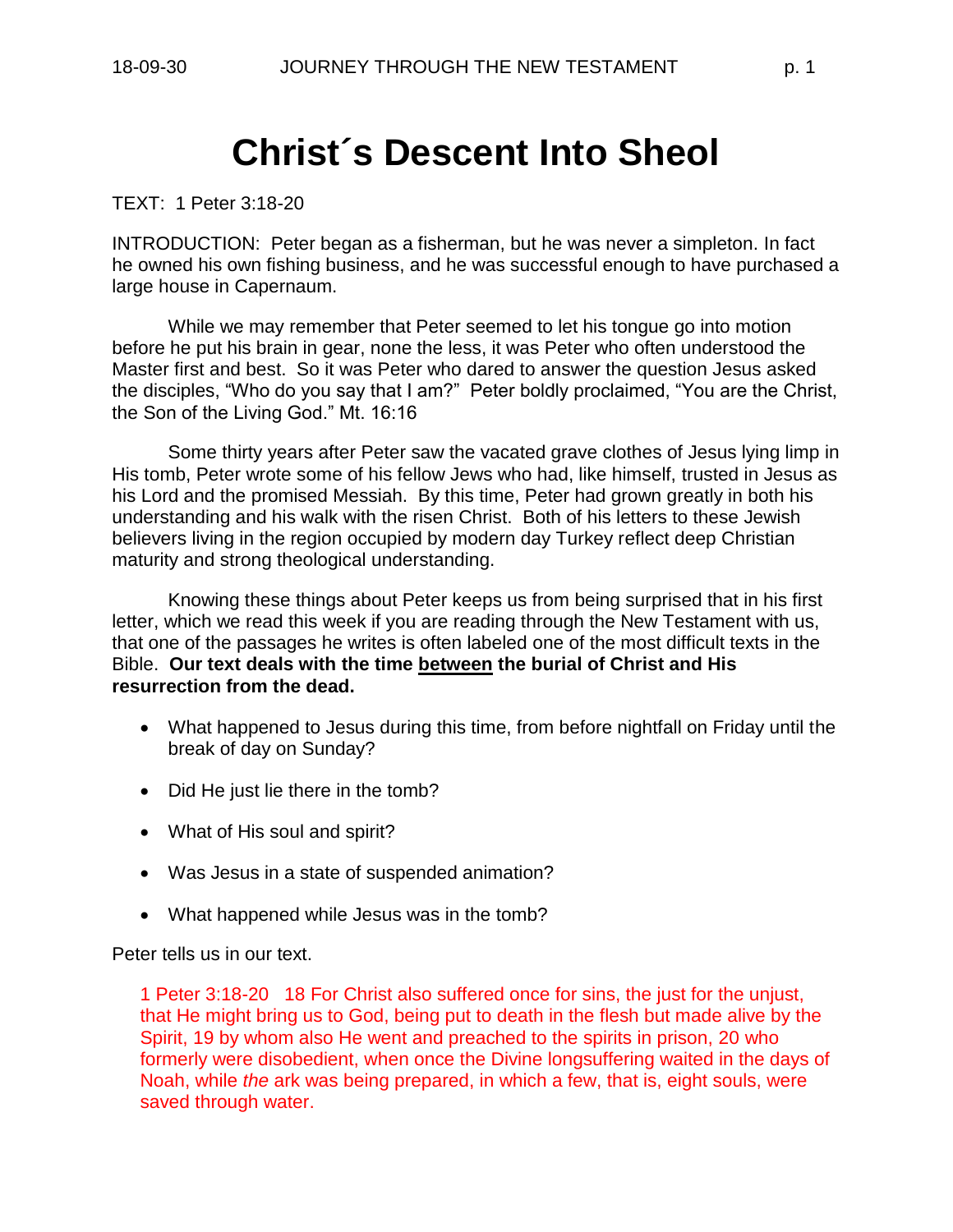# Christ´s Descent Into Sheol

TEXT: 1 Peter 3:18-20

INTRODUCTION: Peter began as a fisherman, but he was never a simpleton. In fact he owned his own fishing business, and he was successful enough to have purchased a large house in Capernaum.

While we may remember that Peter seemed to let his tongue go into motion before he put his brain in gear, none the less, it was Peter who often understood the Master first and best. So it was Peter who dared to answer the question Jesus asked the disciples, "Who do you say that I am?" Peter boldly proclaimed, "You are the Christ, the Son of the Living God." Mt. 16:16

Some thirty years after Peter saw the vacated grave clothes of Jesus lying limp in His tomb, Peter wrote some of his fellow Jews who had, like himself, trusted in Jesus as his Lord and the promised Messiah. By this time, Peter had grown greatly in both his understanding and his walk with the risen Christ. Both of his letters to these Jewish believers living in the region occupied by modern day Turkey reflect deep Christian maturity and strong theological understanding.

Knowing these things about Peter keeps us from being surprised that in his first letter, which we read this week if you are reading through the New Testament with us, that one of the passages he writes is often labeled one of the most difficult texts in the Bible. **Our text deals with the time <u>between</u> the burial of Christ and His resurrection from the dead.**

- What happened to Jesus during this time, from before nightfall on Friday until the break of day on Sunday?
- Did He just lie there in the tomb?
- What of His soul and spirit?
- Was Jesus in a state of suspended animation?
- What happened while Jesus was in the tomb?

Peter tells us in our text.

> 1 Peter 3:18-20 18 For Christ also suffered once for sins, the just for the unjust, that He might bring us to God, being put to death in the flesh but made alive by the Spirit, 19 by whom also He went and preached to the spirits in prison, 20 who formerly were disobedient, when once the Divine longsuffering waited in the days of Noah, while *the* ark was being prepared, in which a few, that is, eight souls, were saved through water.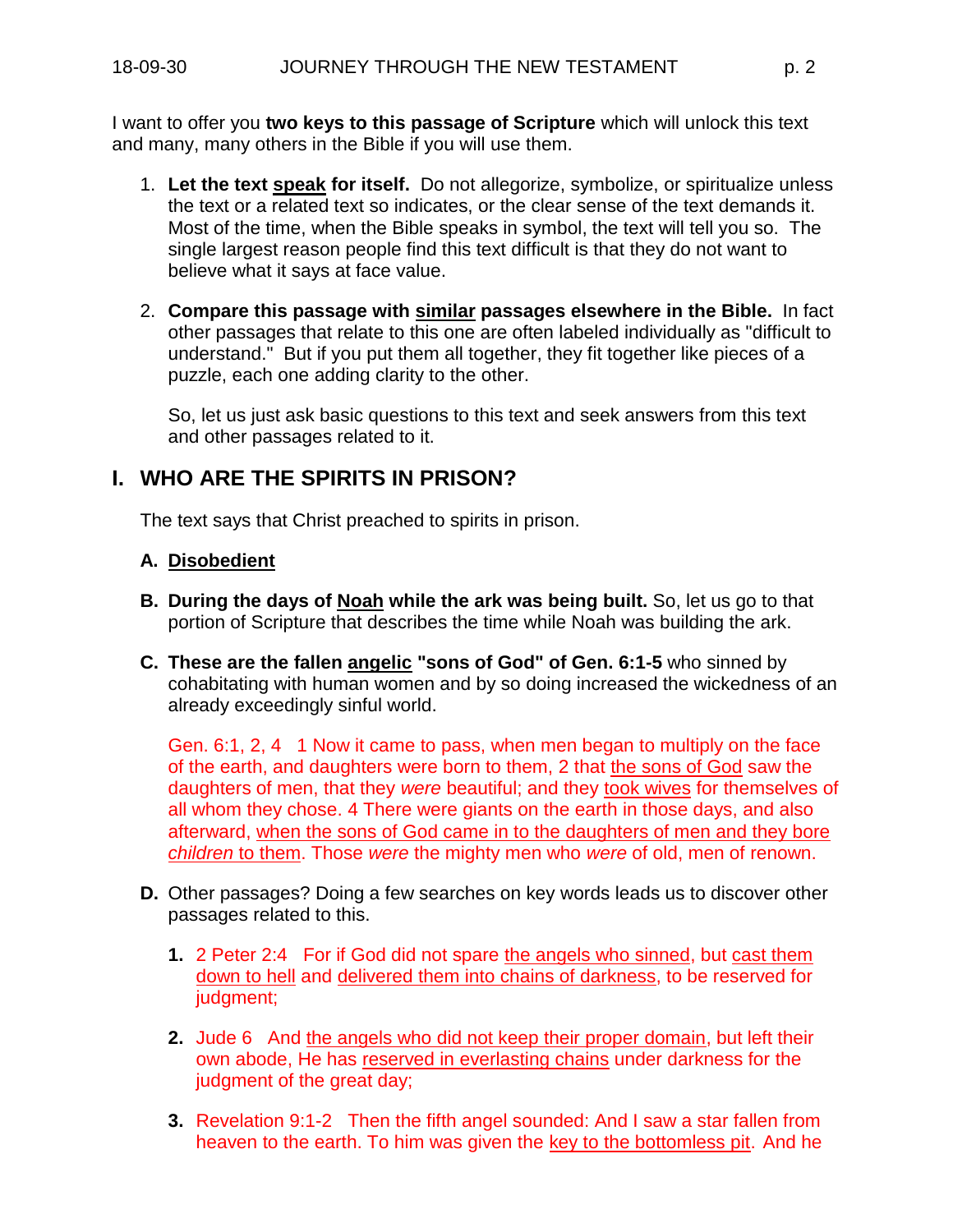I want to offer you **two keys to this passage of Scripture** which will unlock this text and many, many others in the Bible if you will use them.

1. **Let the text speak for itself.** Do not allegorize, symbolize, or spiritualize unless the text or a related text so indicates, or the clear sense of the text demands it. Most of the time, when the Bible speaks in symbol, the text will tell you so. The single largest reason people find this text difficult is that they do not want to believe what it says at face value.

2. **Compare this passage with similar passages elsewhere in the Bible.** In fact other passages that relate to this one are often labeled individually as "difficult to understand." But if you put them all together, they fit together like pieces of a puzzle, each one adding clarity to the other.

   So, let us just ask basic questions to this text and seek answers from this text and other passages related to it.

## I. WHO ARE THE SPIRITS IN PRISON?

The text says that Christ preached to spirits in prison.

**A. Disobedient**

**B. During the days of Noah while the ark was being built.** So, let us go to that portion of Scripture that describes the time while Noah was building the ark.

**C. These are the fallen angelic "sons of God" of Gen. 6:1-5** who sinned by cohabitating with human women and by so doing increased the wickedness of an already exceedingly sinful world.

Gen. 6:1, 2, 4 1 Now it came to pass, when men began to multiply on the face of the earth, and daughters were born to them, 2 that the sons of God saw the daughters of men, that they *were* beautiful; and they took wives for themselves of all whom they chose. 4 There were giants on the earth in those days, and also afterward, when the sons of God came in to the daughters of men and they bore *children* to them. Those *were* the mighty men who *were* of old, men of renown.

**D.** Other passages? Doing a few searches on key words leads us to discover other passages related to this.

1. 2 Peter 2:4 For if God did not spare the angels who sinned, but cast them down to hell and delivered them into chains of darkness, to be reserved for judgment;

2. Jude 6 And the angels who did not keep their proper domain, but left their own abode, He has reserved in everlasting chains under darkness for the judgment of the great day;

3. Revelation 9:1-2 Then the fifth angel sounded: And I saw a star fallen from heaven to the earth. To him was given the key to the bottomless pit. And he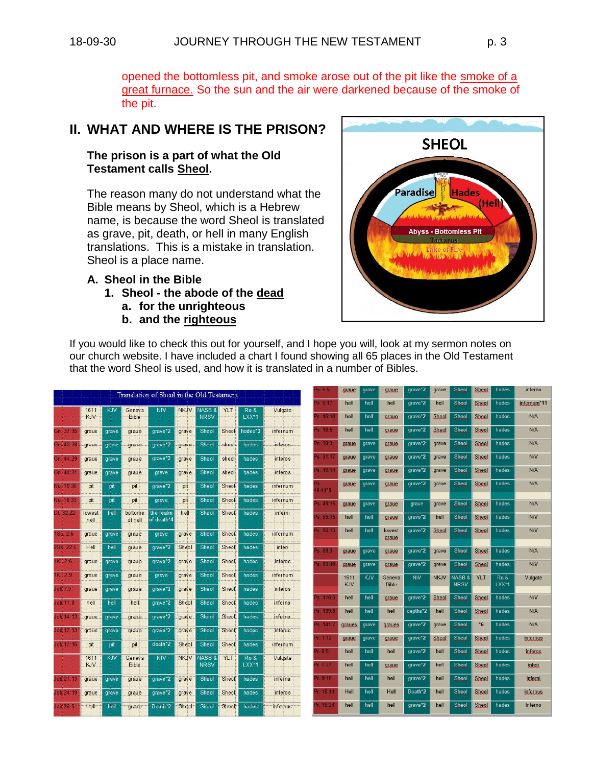opened the bottomless pit, and smoke arose out of the pit like the smoke of a great furnace. So the sun and the air were darkened because of the smoke of the pit.

## II. WHAT AND WHERE IS THE PRISON?

**The prison is a part of what the Old Testament calls Sheol.**

The reason many do not understand what the Bible means by Sheol, which is a Hebrew name, is because the word Sheol is translated as grave, pit, death, or hell in many English translations. This is a mistake in translation. Sheol is a place name.

### A. Sheol in the Bible

1. **Sheol - the abode of the dead**
   a. **for the unrighteous**
   b. **and the righteous**

SHEOL

Paradise | Hades (Hell)

Abyss - Bottomless Pit

Tartarus

Lake of Fire

If you would like to check this out for yourself, and I hope you will, look at my sermon notes on our church website. I have included a chart I found showing all 65 places in the Old Testament that the word Sheol is used, and how it is translated in a number of Bibles.

Translation of Sheol in the Old Testament

| | 1611 KJV | KJV | Geneva Bible | NIV | NKJV | NASB & NRSV | YLT | Ro & LXX*1 | Vulgate |
|---|---|---|---|---|---|---|---|---|---|
| Gn. 37:35 | graue | grave | graue | grave*2 | grave | Sheol | Sheol | hades*3 | infernum |
| Gn. 42:38 | graue | grave | graue | grave*2 | grave | Sheol | sheol | hades | inferos |
| Gn. 44:29 | graue | grave | graue | grave*2 | grave | Sheol | sheol | hades | inferos |
| Gn. 44:31 | graue | grave | graue | grave | grave | Sheol | sheol | hades | inferos |
| Nu. 16:30 | pit | pit | pit | grave*2 | pit | Sheol | Sheol | hades | infernum |
| Nu. 16:33 | pit | pit | pit | grave | pit | Sheol | Sheol | hades | infernum |
| Dt. 32:22 | lowest hell | hell | bottome of hell | the realm of death*4 | hell | Sheol | Sheol | hades | inferni |
| 1Sa. 2:6 | graue | grave | graue | grave | grave | Sheol | Sheol | hades | infernum |
| 2Sa. 22:6 | Hell | hell | graue | grave*2 | Sheol | Sheol | Sheol | hades | inferi |
| 1Ki. 2:6 | graue | grave | graue | grave*2 | grave | Sheol | Sheol | hades | inferos |
| 1Ki. 2:9 | graue | grave | graue | grave | grave | Sheol | Sheol | hades | infernum |
| Job 7:9 | graue | grave | graue | grave*2 | grave | Sheol | Sheol | hades | inferos |
| Job 11:8 | hell | hell | hell | grave*2 | Sheol | Sheol | Sheol | hades | inferno |
| Job 14:13 | graue | grave | graue | grave*2 | grave | Sheol | Sheol | hades | inferno |
| Job 17:13 | graue | grave | graue | grave*2 | grave | Sheol | Sheol | hades | inferus |
| Job 17:16 | pit | pit | pit | death*2 | Sheol | Sheol | Sheol | hades | infernum |
| | 1611 KJV | KJV | Geneva Bible | NIV | NKJV | NASB & NRSV | YLT | Ro & LXX*1 | Vulgate |
| Job 21:13 | graue | grave | graue | grave*2 | grave | Sheol | Sheol | hades | inferna |
| Job 24:19 | graue | grave | graue | grave*2 | grave | Sheol | Sheol | hades | inferos |
| Job 26:6 | Hell | hell | graue | Death*2 | Sheol | Sheol | Sheol | hades | infernus |
| Ps. 6:5 | graue | grave | graue | grave*2 | grave | Sheol | Sheol | hades | inferno |
| Ps. 9:17 | hell | hell | hell | grave*2 | hell | Sheol | Sheol | hades | infernum*11 |
| Ps. 16:10 | hell | hell | graue | grave*2 | Sheol | Sheol | Sheol | hades | N/A |
| Ps. 18:5 | hell | hell | graue | grave*2 | Sheol | Sheol | Sheol | hades | N/A |
| Ps. 30:3 | graue | grave | graue | grave*2 | grave | Sheol | Sheol | hades | N/A |
| Ps. 31:17 | graue | grave | graue | grave*2 | grave | Sheol | Sheol | hades | N/V |
| Ps. 49:14 | graue | grave | graue | grave*2 | grave | Sheol | Sheol | hades | N/A |
| Ps. 49:14*5 | graue | grave | graue | grave*2 | grave | Sheol | Sheol | hades | N/A |
| Ps. 49:15 | graue | grave | graue | grave | grave | Sheol | Sheol | hades | N/A |
| Ps. 55:15 | hell | hell | graue | grave*2 | hell | Sheol | Sheol | hades | N/V |
| Ps. 86:13 | hell | hell | lowest graue | grave*2 | Sheol | Sheol | Sheol | hades | N/V |
| Ps. 88:3 | graue | grave | graue | grave*2 | grave | Sheol | Sheol | hades | N/A |
| Ps. 89:48 | graue | grave | graue | grave*2 | grave | Sheol | Sheol | hades | N/V |
| | 1611 KJV | KJV | Geneva Bible | NIV | NKJV | NASB & NRSV | YLT | Ro & LXX*1 | Vulgate |
| Ps. 116:3 | hell | hell | graue | grave*2 | Sheol | Sheol | Sheol | hades | N/V |
| Ps. 139:8 | hell | hell | hell | depths*2 | hell | Sheol | Sheol | hades | N/A |
| Ps. 141:7 | graues | grave | graues | grave*2 | grave | Sheol | *6 | hades | N/A |
| Pr. 1:12 | graue | grave | graue | grave*2 | Sheol | Sheol | Sheol | hades | infernus |
| Pr. 5:5 | hell | hell | hell | grave*2 | hell | Sheol | Sheol | hades | inferos |
| Pr. 7:27 | hell | hell | graue | grave*2 | hell | Sheol | Sheol | hades | inferi |
| Pr. 9:18 | hell | hell | hell | grave*2 | hell | Sheol | Sheol | hades | inferni |
| Pr. 15:11 | Hell | hell | Hell | Death*2 | hell | Sheol | Sheol | hades | infernus |
| Pr. 15:24 | hell | hell | hell | grave*2 | hell | Sheol | Sheol | hades | inferno |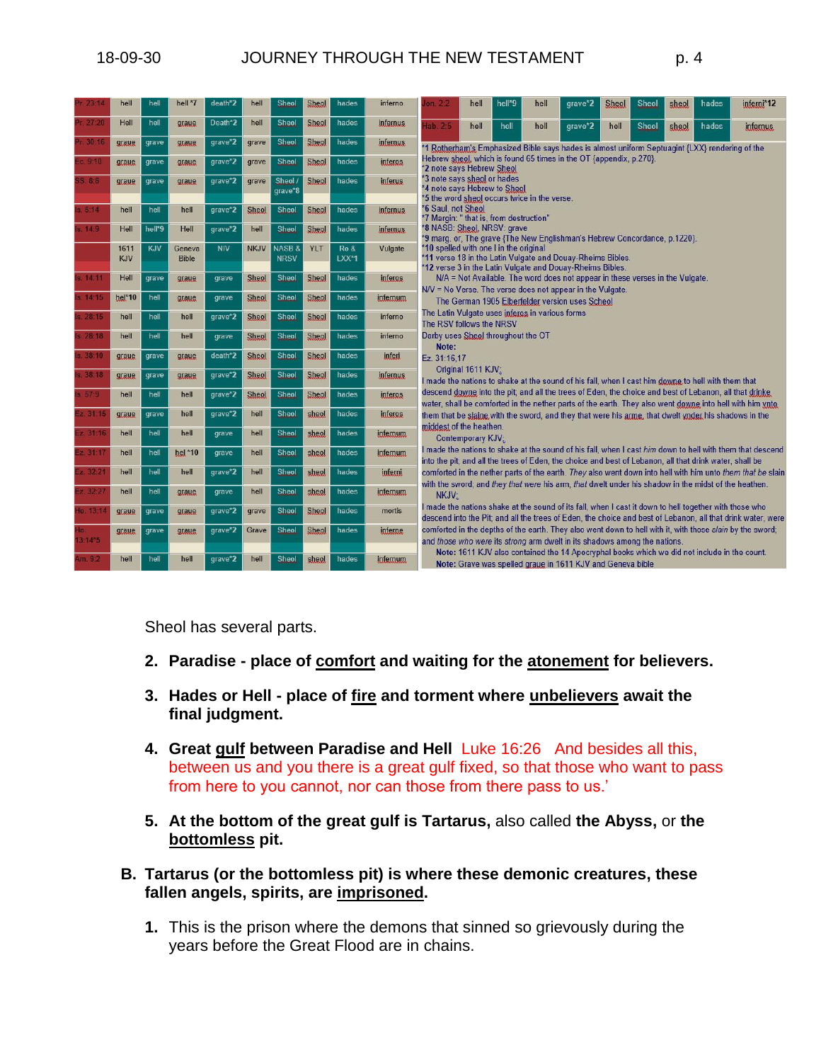| Pr. 23:14 | hell | hell | hell *7 | death*2 | hell | Sheol | Sheol | hades | inferno |
|---|---|---|---|---|---|---|---|---|---|
| Pr. 27:20 | Hell | hell | graue | Death*2 | hell | Sheol | Sheol | hades | infernus |
| Pr. 30:16 | graue | grave | graue | grave*2 | grave | Sheol | Sheol | hades | infernus |
| Ec. 9:10 | graue | grave | graue | grave*2 | grave | Sheol | Sheol | hades | inferos |
| SS. 8:6 | graue | grave | graue | grave*2 | grave | Sheol / grave*8 | Sheol | hades | Inferus |
| Is. 5:14 | hell | hell | hell | grave*2 | Sheol | Sheol | Sheol | hades | infernus |
| Is. 14:9 | Hell | hell*9 | Hell | grave*2 | hell | Sheol | Sheol | hades | infernus |
| | 1611 KJV | KJV | Geneva Bible | NIV | NKJV | NASB & NRSV | YLT | Ro & LXX*1 | Vulgate |
| Is. 14:11 | Hell | grave | graue | grave | Sheol | Sheol | Sheol | hades | Inferos |
| Is. 14:15 | hel*10 | hell | graue | grave | Sheol | Sheol | Sheol | hades | infernum |
| Is. 28:15 | hell | hell | hell | grave*2 | Sheol | Sheol | Sheol | hades | Inferno |
| Is. 28:18 | hell | hell | hell | grave | Sheol | Sheol | Sheol | hades | inferno |
| Is. 38:10 | graue | grave | graue | death*2 | Sheol | Sheol | Sheol | hades | inferi |
| Is. 38:18 | graue | grave | graue | grave*2 | Sheol | Sheol | Sheol | hades | infernus |
| Is. 57:9 | hell | hell | hell | grave*2 | Sheol | Sheol | Sheol | hades | inferos |
| Ez. 31:15 | graue | grave | hell | grave*2 | hell | Sheol | sheol | hades | inferos |
| Ez. 31:16 | hell | hell | hell | grave | hell | Sheol | sheol | hades | infernum |
| Ez. 31:17 | hell | hell | hel *10 | grave | hell | Sheol | sheol | hades | infernum |
| Ez. 32:21 | hell | hell | hell | grave*2 | hell | Sheol | sheol | hades | inferni |
| Ez. 32:27 | hell | hell | graue | grave | hell | Sheol | sheol | hades | infernum |
| Ho. 13:14 | graue | grave | graue | grave*2 | grave | Sheol | Sheol | hades | mortis |
| Ho. 13:14*5 | graue | grave | graue | grave*2 | Grave | Sheol | Sheol | hades | inferne |
| Am. 9:2 | hell | hell | hell | grave*2 | hell | Sheol | sheol | hades | infernum |
| Jon. 2:2 | hell | hell*9 | hell | grave*2 | Sheol | Sheol | sheol | hades | inferni*12 |
| Hab. 2:5 | hell | hell | hell | grave*2 | hell | Sheol | sheol | hades | infernus |

*1 Rotherham's Emphasized Bible says hades is almost uniform Septuagint {LXX} rendering of the Hebrew sheol, which is found 65 times in the OT {appendix, p.270}.
*2 note says Hebrew Sheol
*3 note says sheol or hades
*4 note says Hebrew to Sheol
*5 the word sheol occurs twice in the verse.
*6 Saul, not Sheol
*7 Margin: " that is, from destruction"
*8 NASB: Sheol, NRSV: grave
*9 marg. or, The grave {The New Englishman's Hebrew Concordance, p.1220}.
*10 spelled with one l in the original
*11 verse 18 in the Latin Vulgate and Douay-Rheims Bibles.
*12 verse 3 in the Latin Vulgate and Douay-Rheims Bibles.
N/A = Not Available. The word does not appear in these verses in the Vulgate.
N/V = No Verse. The verse does not appear in the Vulgate.
The German 1905 Elberfelder version uses Scheol
The Latin Vulgate uses inferos in various forms
The RSV follows the NRSV
Darby uses Sheol throughout the OT

**Note:**

Ez. 31:16,17

Original 1611 KJV:

I made the nations to shake at the sound of his fall, when I cast him downe to hell with them that descend downe into the pit; and all the trees of Eden, the choice and best of Lebanon, all that drinke water, shall be comforted in the nether parts of the earth. They also went downe into hell with him vnto them that be slaine with the sword, and they that were his arme, that dwelt vnder his shadows in the middest of the heathen.

Contemporary KJV:

I made the nations to shake at the sound of his fall, when I cast *him* down to hell with them that descend into the pit: and all the trees of Eden, the choice and best of Lebanon, all that drink water, shall be comforted in the nether parts of the earth. *They* also went down into hell with him unto *them that be* slain with the sword; and *they that were* his arm, *that* dwelt under his shadow in the midst of the heathen.

NKJV:

I made the nations shake at the sound of its fall, when I cast it down to hell together with those who descend into the Pit; and all the trees of Eden, the choice and best of Lebanon, all that drink water, were comforted in the depths of the earth. They also went down to hell with it, with those *slain* by the sword; and *those who were* its *strong* arm dwelt in its shadows among the nations.

**Note:** 1611 KJV also contained the 14 Apocryphal books which we did not include in the count.
**Note:** Grave was spelled graue in 1611 KJV and Geneva bible

Sheol has several parts.

2. **Paradise - place of <u>comfort</u> and waiting for the <u>atonement</u> for believers.**

3. **Hades or Hell - place of <u>fire</u> and torment where <u>unbelievers</u> await the final judgment.**

4. **Great <u>gulf</u> between Paradise and Hell** Luke 16:26 And besides all this, between us and you there is a great gulf fixed, so that those who want to pass from here to you cannot, nor can those from there pass to us.'

5. **At the bottom of the great gulf is Tartarus,** also called **the Abyss,** or **the <u>bottomless</u>** pit.

**B. Tartarus (or the bottomless pit) is where these demonic creatures, these fallen angels, spirits, are <u>imprisoned</u>.**

1. This is the prison where the demons that sinned so grievously during the years before the Great Flood are in chains.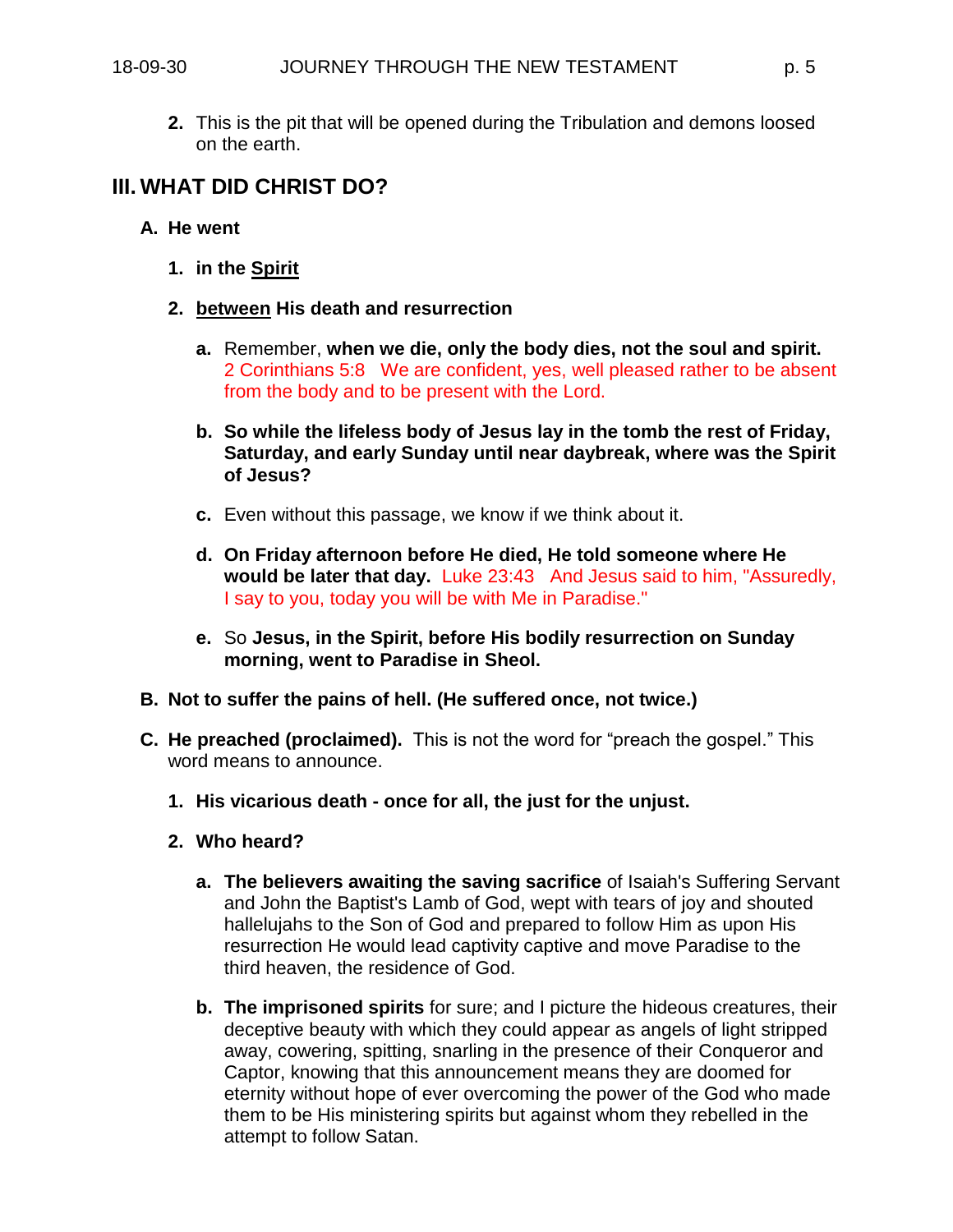**2.** This is the pit that will be opened during the Tribulation and demons loosed on the earth.

## III. WHAT DID CHRIST DO?

**A. He went**

**1. in the Spirit**

**2. between His death and resurrection**

**a.** Remember, **when we die, only the body dies, not the soul and spirit.** 2 Corinthians 5:8 We are confident, yes, well pleased rather to be absent from the body and to be present with the Lord.

**b. So while the lifeless body of Jesus lay in the tomb the rest of Friday, Saturday, and early Sunday until near daybreak, where was the Spirit of Jesus?**

**c.** Even without this passage, we know if we think about it.

**d. On Friday afternoon before He died, He told someone where He would be later that day.** Luke 23:43 And Jesus said to him, "Assuredly, I say to you, today you will be with Me in Paradise."

**e.** So **Jesus, in the Spirit, before His bodily resurrection on Sunday morning, went to Paradise in Sheol.**

**B. Not to suffer the pains of hell. (He suffered once, not twice.)**

**C. He preached (proclaimed).** This is not the word for "preach the gospel." This word means to announce.

**1. His vicarious death - once for all, the just for the unjust.**

**2. Who heard?**

**a. The believers awaiting the saving sacrifice** of Isaiah's Suffering Servant and John the Baptist's Lamb of God, wept with tears of joy and shouted hallelujahs to the Son of God and prepared to follow Him as upon His resurrection He would lead captivity captive and move Paradise to the third heaven, the residence of God.

**b. The imprisoned spirits** for sure; and I picture the hideous creatures, their deceptive beauty with which they could appear as angels of light stripped away, cowering, spitting, snarling in the presence of their Conqueror and Captor, knowing that this announcement means they are doomed for eternity without hope of ever overcoming the power of the God who made them to be His ministering spirits but against whom they rebelled in the attempt to follow Satan.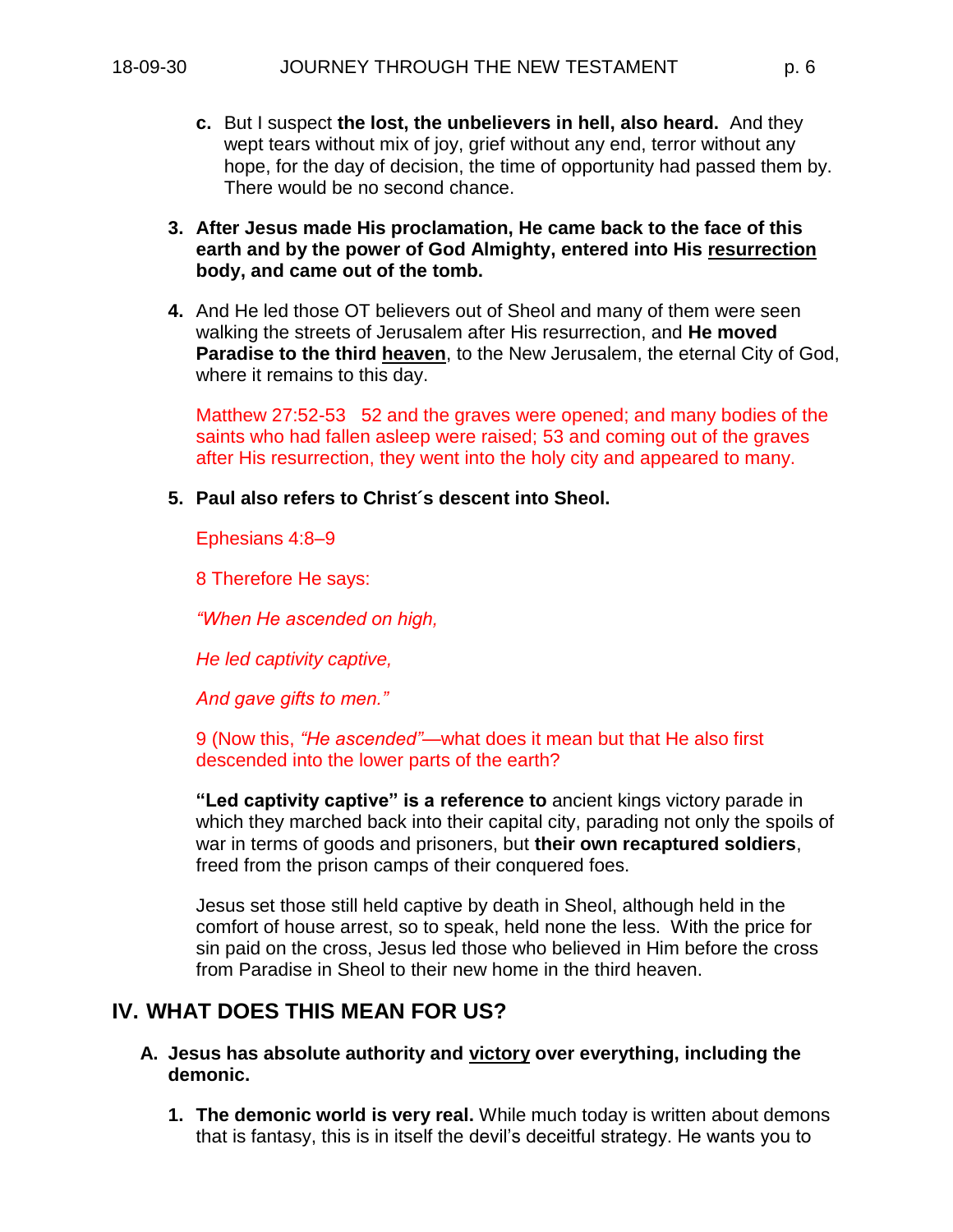c. But I suspect **the lost, the unbelievers in hell, also heard.** And they wept tears without mix of joy, grief without any end, terror without any hope, for the day of decision, the time of opportunity had passed them by. There would be no second chance.

3. **After Jesus made His proclamation, He came back to the face of this earth and by the power of God Almighty, entered into His <u>resurrection</u> body, and came out of the tomb.**

4. And He led those OT believers out of Sheol and many of them were seen walking the streets of Jerusalem after His resurrection, and **He moved Paradise to the third <u>heaven</u>**, to the New Jerusalem, the eternal City of God, where it remains to this day.

   Matthew 27:52-53 52 and the graves were opened; and many bodies of the saints who had fallen asleep were raised; 53 and coming out of the graves after His resurrection, they went into the holy city and appeared to many.

5. **Paul also refers to Christ´s descent into Sheol.**

   Ephesians 4:8–9

   8 Therefore He says:

   *“When He ascended on high,*

   *He led captivity captive,*

   *And gave gifts to men.”*

   9 (Now this, *“He ascended”*—what does it mean but that He also first descended into the lower parts of the earth?

   **“Led captivity captive” is a reference to** ancient kings victory parade in which they marched back into their capital city, parading not only the spoils of war in terms of goods and prisoners, but **their own recaptured soldiers**, freed from the prison camps of their conquered foes.

   Jesus set those still held captive by death in Sheol, although held in the comfort of house arrest, so to speak, held none the less. With the price for sin paid on the cross, Jesus led those who believed in Him before the cross from Paradise in Sheol to their new home in the third heaven.

## IV. WHAT DOES THIS MEAN FOR US?

### A. Jesus has absolute authority and <u>victory</u> over everything, including the demonic.

1. **The demonic world is very real.** While much today is written about demons that is fantasy, this is in itself the devil’s deceitful strategy. He wants you to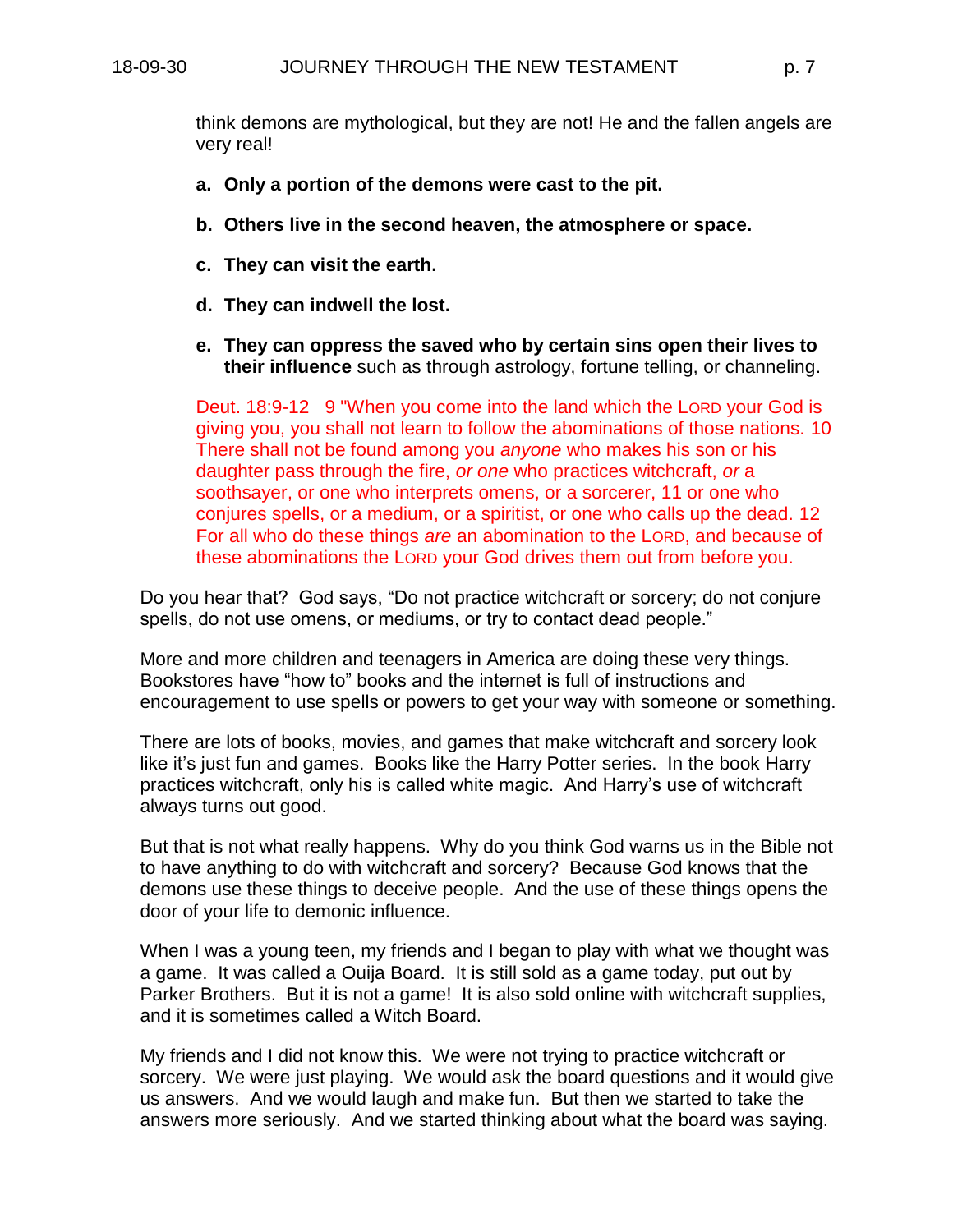think demons are mythological, but they are not! He and the fallen angels are very real!

a. **Only a portion of the demons were cast to the pit.**

b. **Others live in the second heaven, the atmosphere or space.**

c. **They can visit the earth.**

d. **They can indwell the lost.**

e. **They can oppress the saved who by certain sins open their lives to their influence** such as through astrology, fortune telling, or channeling.

Deut. 18:9-12 9 "When you come into the land which the LORD your God is giving you, you shall not learn to follow the abominations of those nations. 10 There shall not be found among you *anyone* who makes his son or his daughter pass through the fire, *or one* who practices witchcraft, *or* a soothsayer, or one who interprets omens, or a sorcerer, 11 or one who conjures spells, or a medium, or a spiritist, or one who calls up the dead. 12 For all who do these things *are* an abomination to the LORD, and because of these abominations the LORD your God drives them out from before you.

Do you hear that? God says, "Do not practice witchcraft or sorcery; do not conjure spells, do not use omens, or mediums, or try to contact dead people."

More and more children and teenagers in America are doing these very things. Bookstores have "how to" books and the internet is full of instructions and encouragement to use spells or powers to get your way with someone or something.

There are lots of books, movies, and games that make witchcraft and sorcery look like it's just fun and games. Books like the Harry Potter series. In the book Harry practices witchcraft, only his is called white magic. And Harry's use of witchcraft always turns out good.

But that is not what really happens. Why do you think God warns us in the Bible not to have anything to do with witchcraft and sorcery? Because God knows that the demons use these things to deceive people. And the use of these things opens the door of your life to demonic influence.

When I was a young teen, my friends and I began to play with what we thought was a game. It was called a Ouija Board. It is still sold as a game today, put out by Parker Brothers. But it is not a game! It is also sold online with witchcraft supplies, and it is sometimes called a Witch Board.

My friends and I did not know this. We were not trying to practice witchcraft or sorcery. We were just playing. We would ask the board questions and it would give us answers. And we would laugh and make fun. But then we started to take the answers more seriously. And we started thinking about what the board was saying.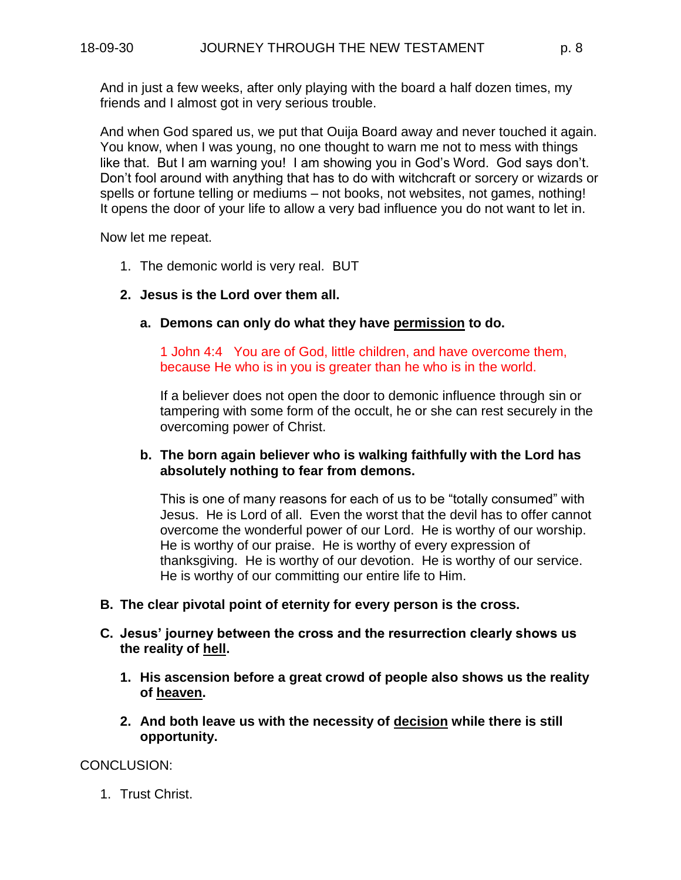And in just a few weeks, after only playing with the board a half dozen times, my friends and I almost got in very serious trouble.

And when God spared us, we put that Ouija Board away and never touched it again. You know, when I was young, no one thought to warn me not to mess with things like that. But I am warning you! I am showing you in God's Word. God says don't. Don't fool around with anything that has to do with witchcraft or sorcery or wizards or spells or fortune telling or mediums – not books, not websites, not games, nothing! It opens the door of your life to allow a very bad influence you do not want to let in.

Now let me repeat.

1. The demonic world is very real. BUT

2. **Jesus is the Lord over them all.**

   a. **Demons can only do what they have <u>permission</u> to do.**

      1 John 4:4 You are of God, little children, and have overcome them, because He who is in you is greater than he who is in the world.

      If a believer does not open the door to demonic influence through sin or tampering with some form of the occult, he or she can rest securely in the overcoming power of Christ.

   b. **The born again believer who is walking faithfully with the Lord has absolutely nothing to fear from demons.**

      This is one of many reasons for each of us to be "totally consumed" with Jesus. He is Lord of all. Even the worst that the devil has to offer cannot overcome the wonderful power of our Lord. He is worthy of our worship. He is worthy of our praise. He is worthy of every expression of thanksgiving. He is worthy of our devotion. He is worthy of our service. He is worthy of our committing our entire life to Him.

**B. The clear pivotal point of eternity for every person is the cross.**

**C. Jesus' journey between the cross and the resurrection clearly shows us the reality of <u>hell</u>.**

1. **His ascension before a great crowd of people also shows us the reality of <u>heaven</u>.**

2. **And both leave us with the necessity of <u>decision</u> while there is still opportunity.**

CONCLUSION:

1. Trust Christ.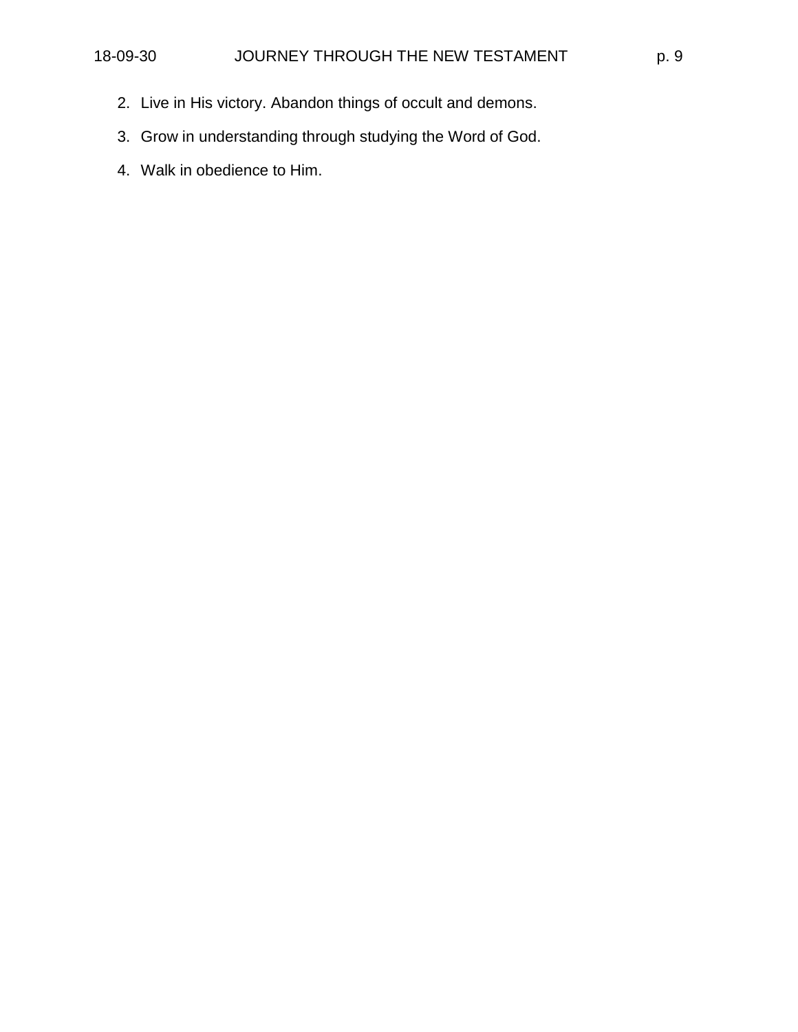2. Live in His victory. Abandon things of occult and demons.
3. Grow in understanding through studying the Word of God.
4. Walk in obedience to Him.